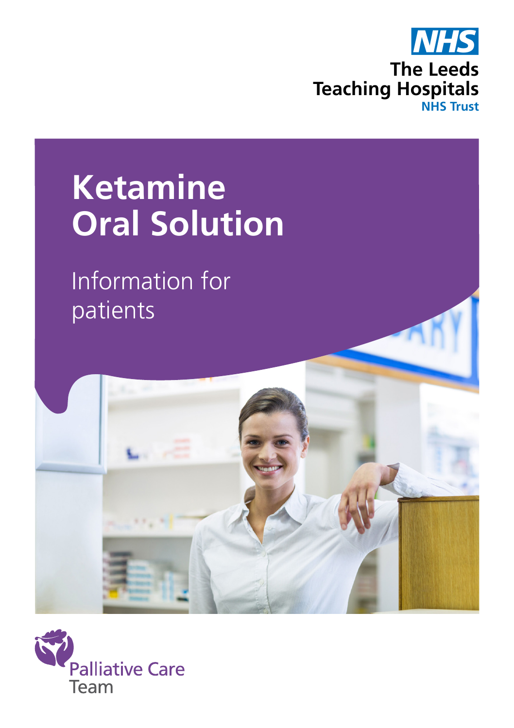NHS

The Leeds Teaching Hospitals
NHS Trust

# Ketamine Oral Solution

## Information for patients

Palliative Care Team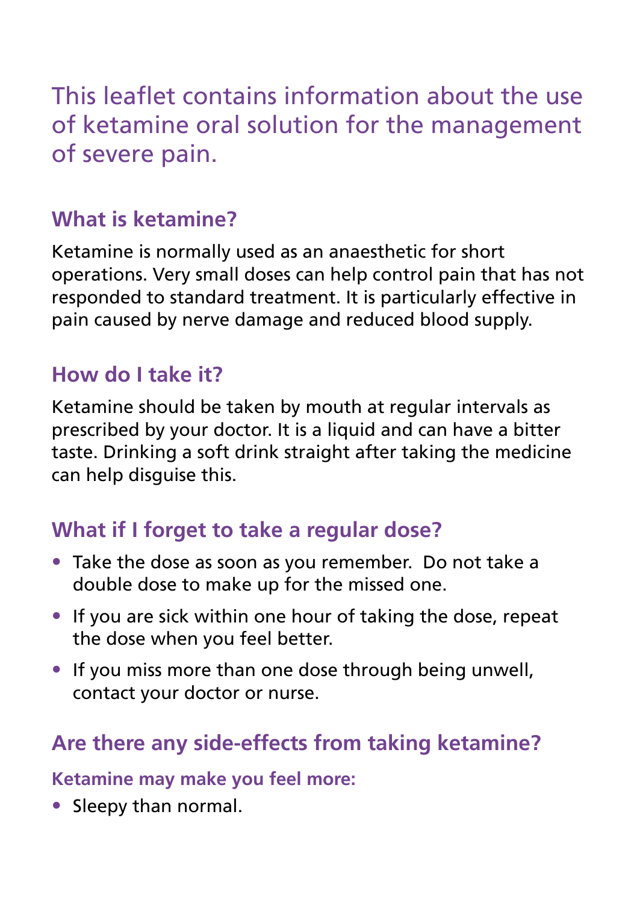This leaflet contains information about the use of ketamine oral solution for the management of severe pain.

## What is ketamine?

Ketamine is normally used as an anaesthetic for short operations. Very small doses can help control pain that has not responded to standard treatment. It is particularly effective in pain caused by nerve damage and reduced blood supply.

## How do I take it?

Ketamine should be taken by mouth at regular intervals as prescribed by your doctor. It is a liquid and can have a bitter taste. Drinking a soft drink straight after taking the medicine can help disguise this.

## What if I forget to take a regular dose?

- Take the dose as soon as you remember.  Do not take a double dose to make up for the missed one.
- If you are sick within one hour of taking the dose, repeat the dose when you feel better.
- If you miss more than one dose through being unwell, contact your doctor or nurse.

## Are there any side-effects from taking ketamine?

### Ketamine may make you feel more:

- Sleepy than normal.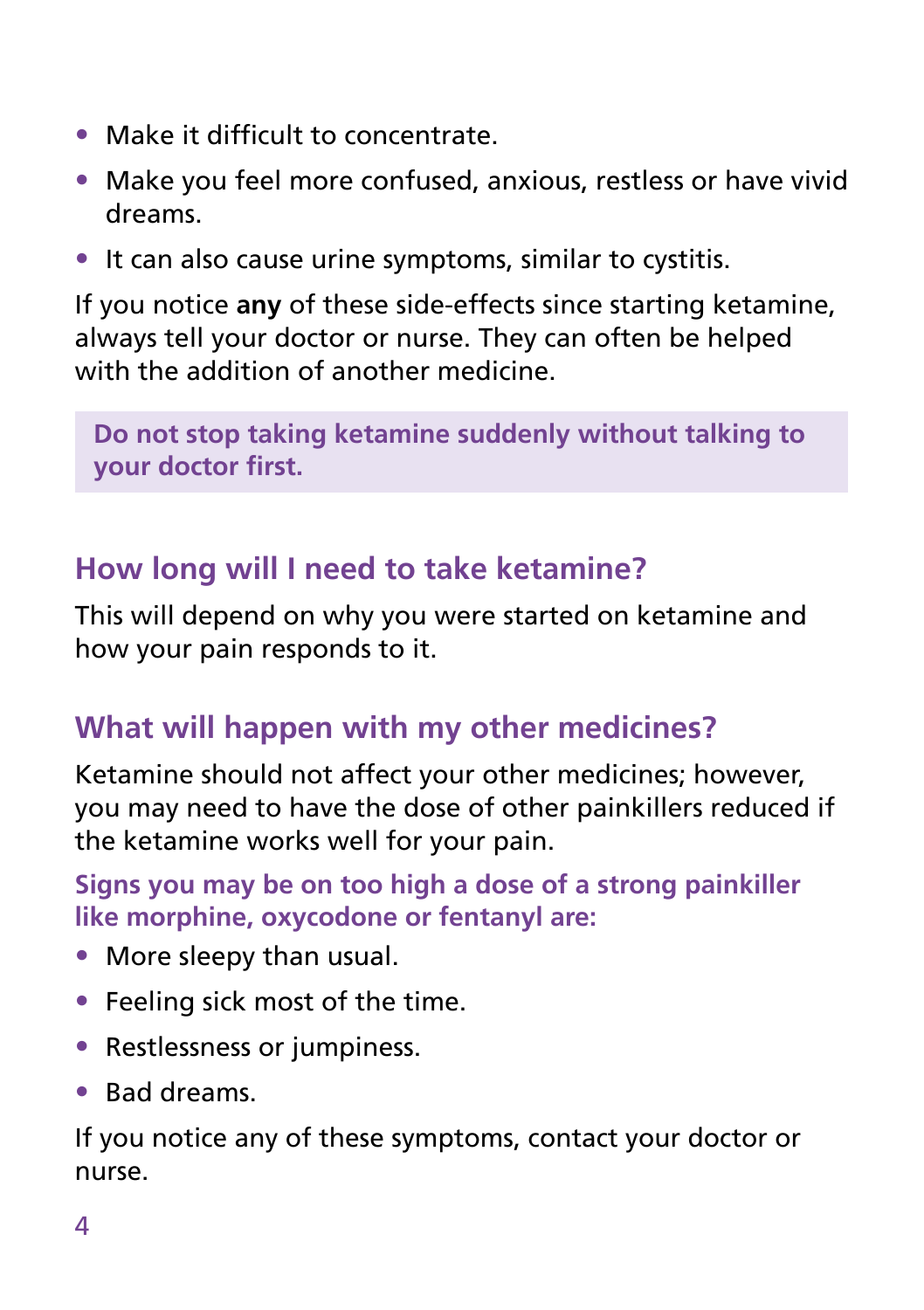- Make it difficult to concentrate.
- Make you feel more confused, anxious, restless or have vivid dreams.
- It can also cause urine symptoms, similar to cystitis.

If you notice **any** of these side-effects since starting ketamine, always tell your doctor or nurse. They can often be helped with the addition of another medicine.

**Do not stop taking ketamine suddenly without talking to your doctor first.**

## How long will I need to take ketamine?

This will depend on why you were started on ketamine and how your pain responds to it.

## What will happen with my other medicines?

Ketamine should not affect your other medicines; however, you may need to have the dose of other painkillers reduced if the ketamine works well for your pain.

**Signs you may be on too high a dose of a strong painkiller like morphine, oxycodone or fentanyl are:**

- More sleepy than usual.
- Feeling sick most of the time.
- Restlessness or jumpiness.
- Bad dreams.

If you notice any of these symptoms, contact your doctor or nurse.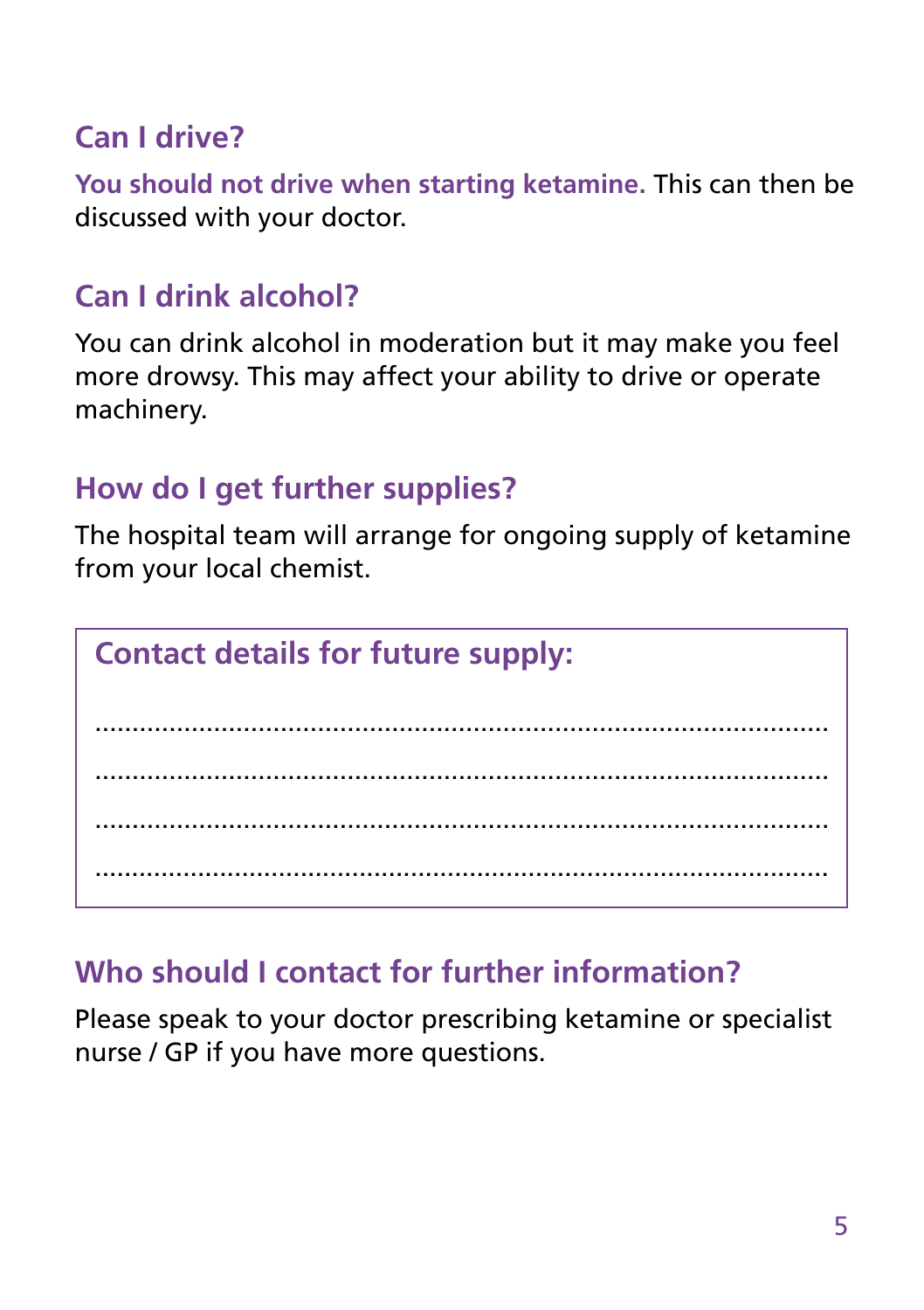## Can I drive?

**You should not drive when starting ketamine.** This can then be discussed with your doctor.

## Can I drink alcohol?

You can drink alcohol in moderation but it may make you feel more drowsy. This may affect your ability to drive or operate machinery.

## How do I get further supplies?

The hospital team will arrange for ongoing supply of ketamine from your local chemist.

**Contact details for future supply:**

........................................................................................

........................................................................................

........................................................................................

........................................................................................

## Who should I contact for further information?

Please speak to your doctor prescribing ketamine or specialist nurse / GP if you have more questions.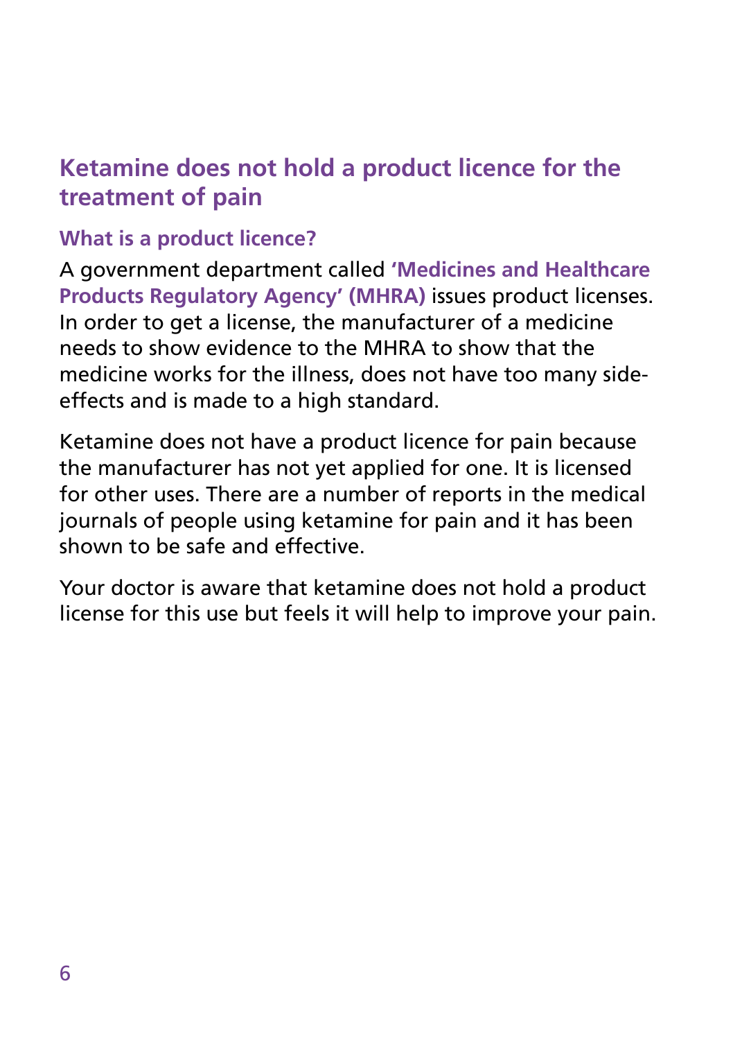## Ketamine does not hold a product licence for the treatment of pain

### What is a product licence?

A government department called **'Medicines and Healthcare Products Regulatory Agency' (MHRA)** issues product licenses. In order to get a license, the manufacturer of a medicine needs to show evidence to the MHRA to show that the medicine works for the illness, does not have too many side-effects and is made to a high standard.

Ketamine does not have a product licence for pain because the manufacturer has not yet applied for one. It is licensed for other uses. There are a number of reports in the medical journals of people using ketamine for pain and it has been shown to be safe and effective.

Your doctor is aware that ketamine does not hold a product license for this use but feels it will help to improve your pain.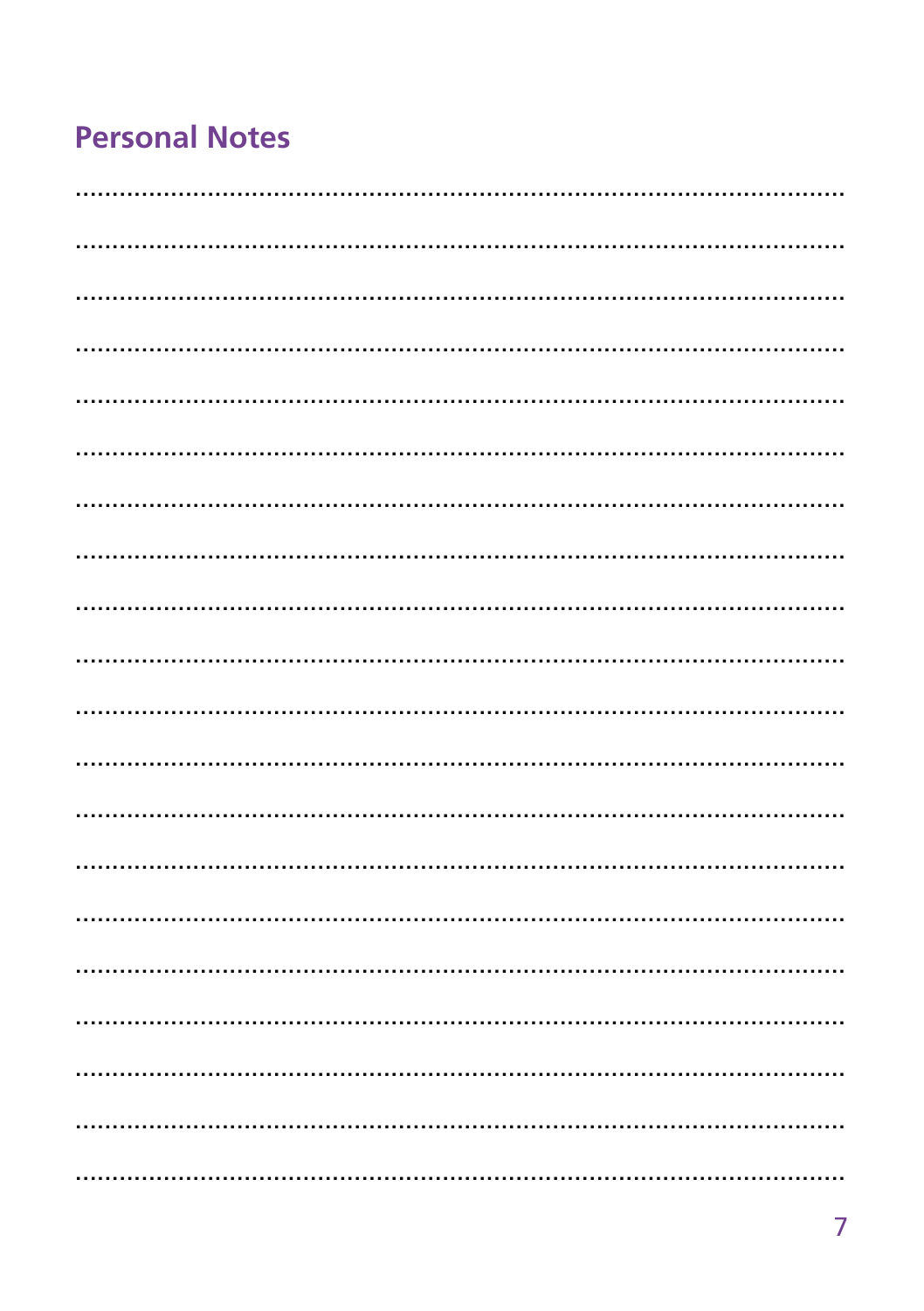## Personal Notes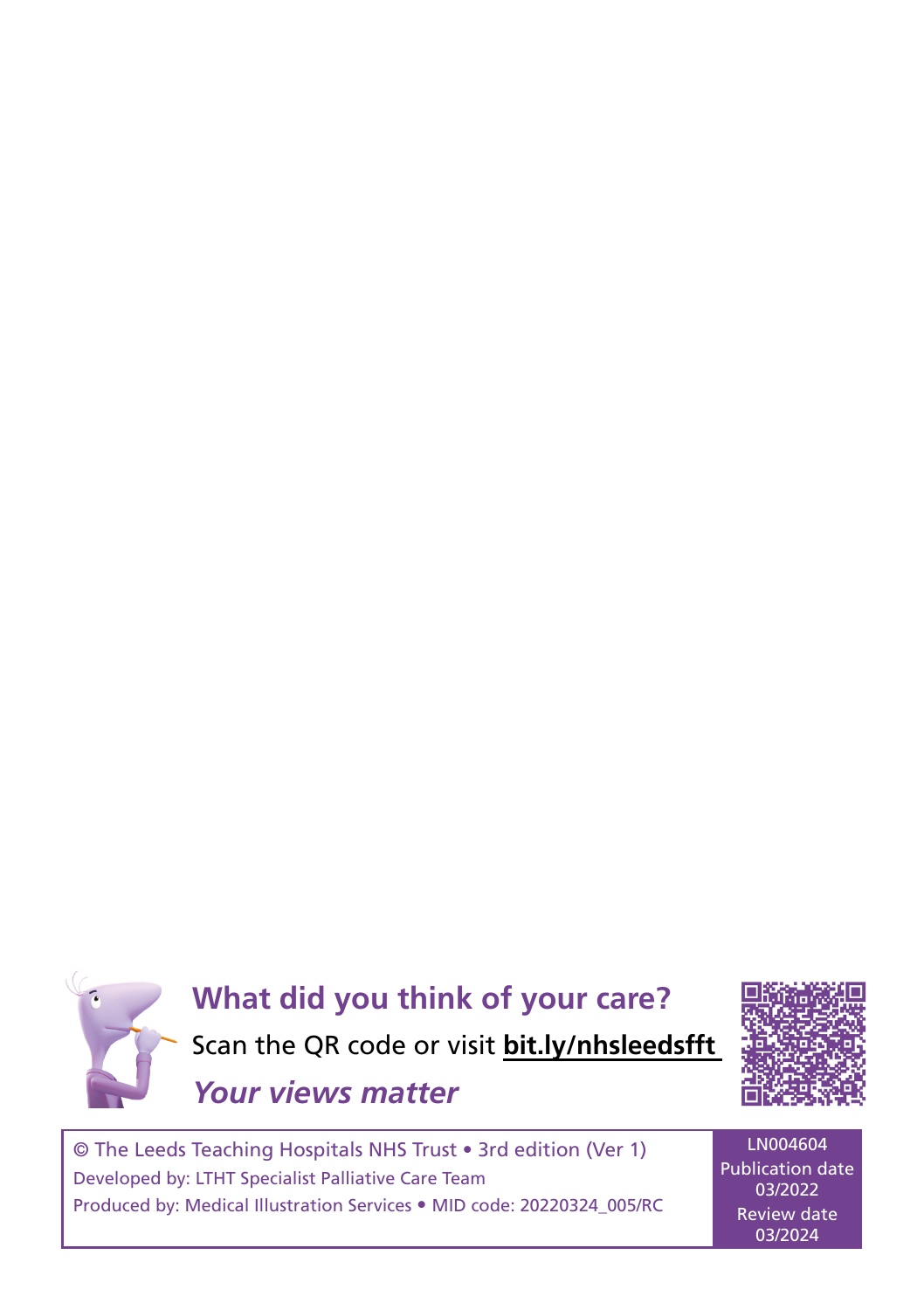## What did you think of your care?

Scan the QR code or visit **bit.ly/nhsleedsfft**

***Your views matter***

© The Leeds Teaching Hospitals NHS Trust • 3rd edition (Ver 1)
Developed by: LTHT Specialist Palliative Care Team
Produced by: Medical Illustration Services • MID code: 20220324_005/RC

LN004604
Publication date 03/2022
Review date 03/2024